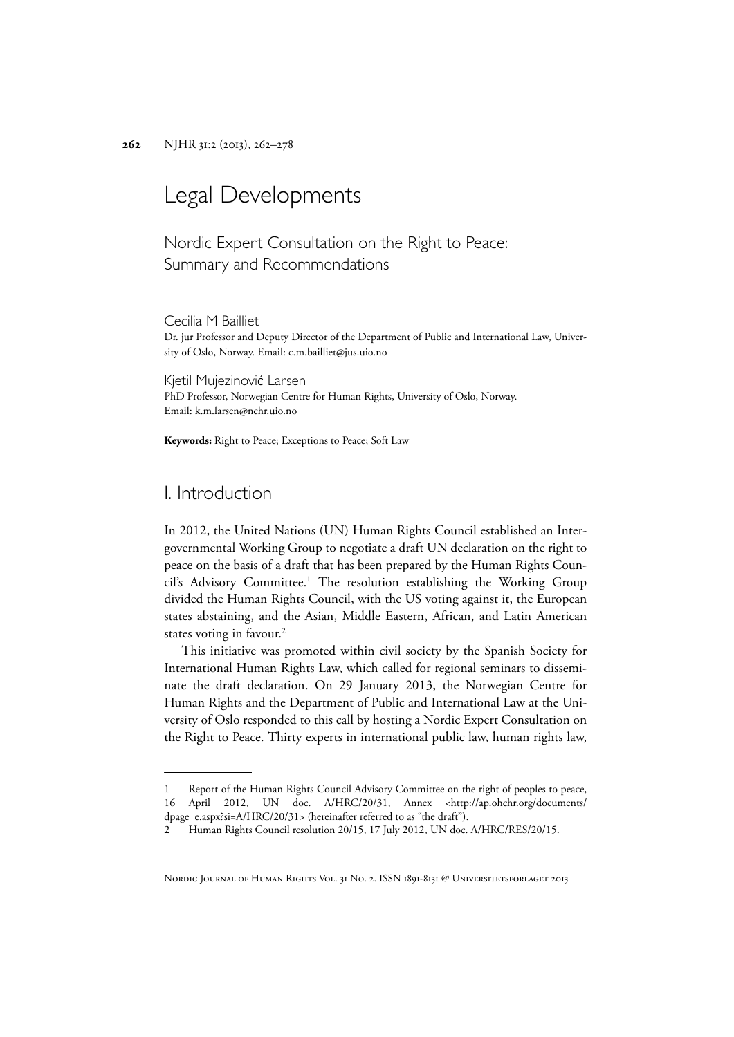# Legal Developments

## Nordic Expert Consultation on the Right to Peace: Summary and Recommendations

Cecilia M Bailliet
Dr. jur Professor and Deputy Director of the Department of Public and International Law, University of Oslo, Norway. Email: c.m.bailliet@jus.uio.no

Kjetil Mujezinović Larsen
PhD Professor, Norwegian Centre for Human Rights, University of Oslo, Norway.
Email: k.m.larsen@nchr.uio.no

**Keywords:** Right to Peace; Exceptions to Peace; Soft Law

## I. Introduction

In 2012, the United Nations (UN) Human Rights Council established an Intergovernmental Working Group to negotiate a draft UN declaration on the right to peace on the basis of a draft that has been prepared by the Human Rights Council's Advisory Committee.[1] The resolution establishing the Working Group divided the Human Rights Council, with the US voting against it, the European states abstaining, and the Asian, Middle Eastern, African, and Latin American states voting in favour.[2]

This initiative was promoted within civil society by the Spanish Society for International Human Rights Law, which called for regional seminars to disseminate the draft declaration. On 29 January 2013, the Norwegian Centre for Human Rights and the Department of Public and International Law at the University of Oslo responded to this call by hosting a Nordic Expert Consultation on the Right to Peace. Thirty experts in international public law, human rights law,

---

1 Report of the Human Rights Council Advisory Committee on the right of peoples to peace, 16 April 2012, UN doc. A/HRC/20/31, Annex <http://ap.ohchr.org/documents/dpage_e.aspx?si=A/HRC/20/31> (hereinafter referred to as "the draft").

2 Human Rights Council resolution 20/15, 17 July 2012, UN doc. A/HRC/RES/20/15.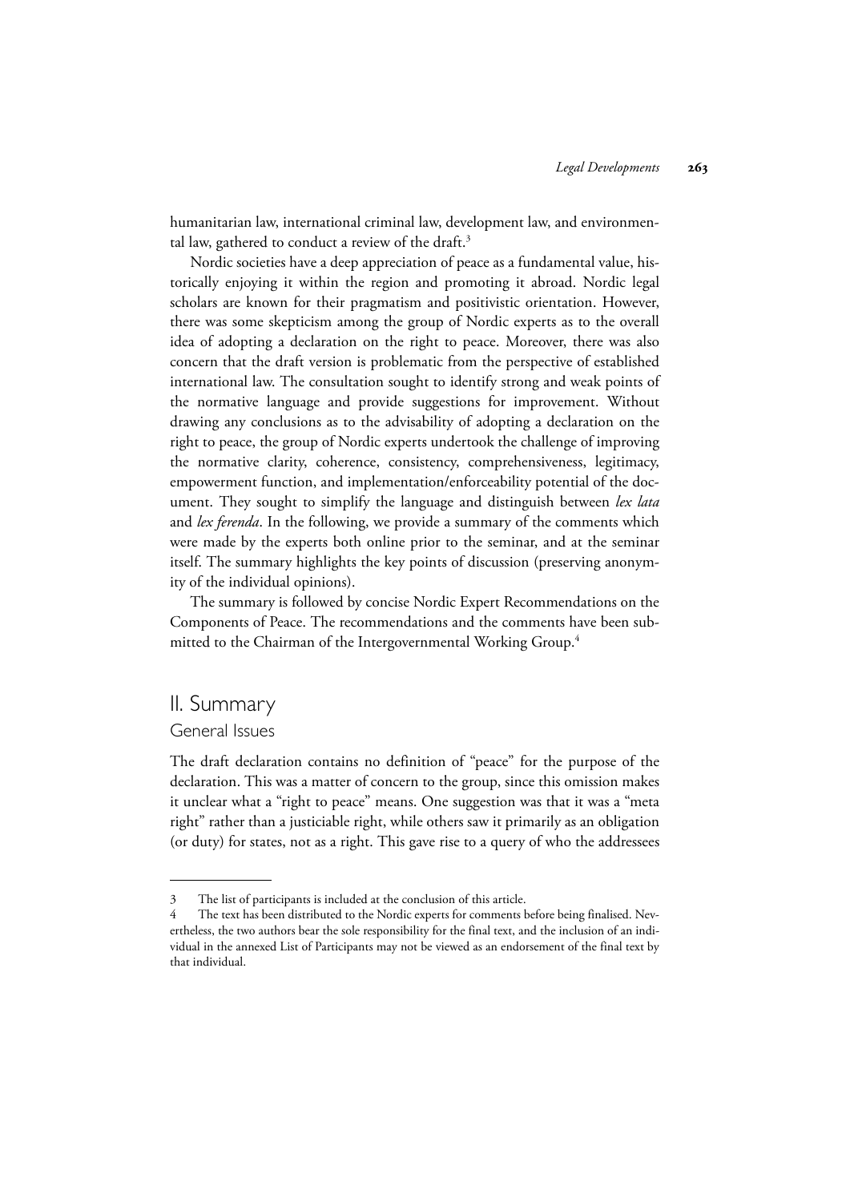humanitarian law, international criminal law, development law, and environmental law, gathered to conduct a review of the draft.[3]

Nordic societies have a deep appreciation of peace as a fundamental value, historically enjoying it within the region and promoting it abroad. Nordic legal scholars are known for their pragmatism and positivistic orientation. However, there was some skepticism among the group of Nordic experts as to the overall idea of adopting a declaration on the right to peace. Moreover, there was also concern that the draft version is problematic from the perspective of established international law. The consultation sought to identify strong and weak points of the normative language and provide suggestions for improvement. Without drawing any conclusions as to the advisability of adopting a declaration on the right to peace, the group of Nordic experts undertook the challenge of improving the normative clarity, coherence, consistency, comprehensiveness, legitimacy, empowerment function, and implementation/enforceability potential of the document. They sought to simplify the language and distinguish between *lex lata* and *lex ferenda*. In the following, we provide a summary of the comments which were made by the experts both online prior to the seminar, and at the seminar itself. The summary highlights the key points of discussion (preserving anonymity of the individual opinions).

The summary is followed by concise Nordic Expert Recommendations on the Components of Peace. The recommendations and the comments have been submitted to the Chairman of the Intergovernmental Working Group.[4]

## II. Summary

### General Issues

The draft declaration contains no definition of "peace" for the purpose of the declaration. This was a matter of concern to the group, since this omission makes it unclear what a "right to peace" means. One suggestion was that it was a "meta right" rather than a justiciable right, while others saw it primarily as an obligation (or duty) for states, not as a right. This gave rise to a query of who the addressees

---

3 The list of participants is included at the conclusion of this article.

4 The text has been distributed to the Nordic experts for comments before being finalised. Nevertheless, the two authors bear the sole responsibility for the final text, and the inclusion of an individual in the annexed List of Participants may not be viewed as an endorsement of the final text by that individual.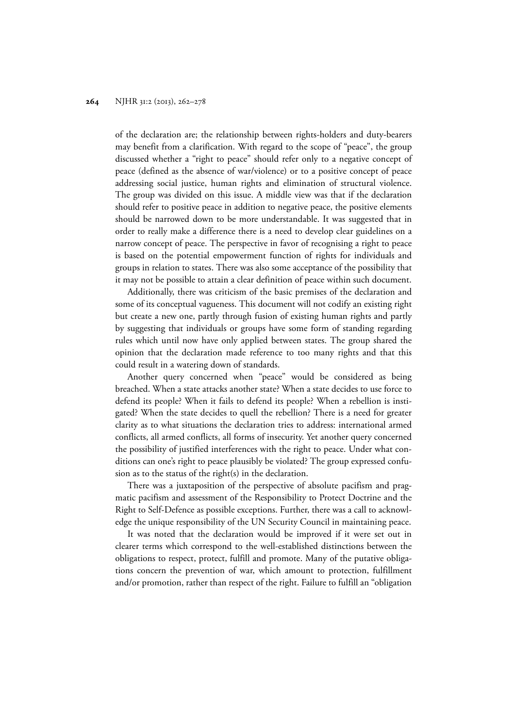of the declaration are; the relationship between rights-holders and duty-bearers may benefit from a clarification. With regard to the scope of "peace", the group discussed whether a "right to peace" should refer only to a negative concept of peace (defined as the absence of war/violence) or to a positive concept of peace addressing social justice, human rights and elimination of structural violence. The group was divided on this issue. A middle view was that if the declaration should refer to positive peace in addition to negative peace, the positive elements should be narrowed down to be more understandable. It was suggested that in order to really make a difference there is a need to develop clear guidelines on a narrow concept of peace. The perspective in favor of recognising a right to peace is based on the potential empowerment function of rights for individuals and groups in relation to states. There was also some acceptance of the possibility that it may not be possible to attain a clear definition of peace within such document.

Additionally, there was criticism of the basic premises of the declaration and some of its conceptual vagueness. This document will not codify an existing right but create a new one, partly through fusion of existing human rights and partly by suggesting that individuals or groups have some form of standing regarding rules which until now have only applied between states. The group shared the opinion that the declaration made reference to too many rights and that this could result in a watering down of standards.

Another query concerned when "peace" would be considered as being breached. When a state attacks another state? When a state decides to use force to defend its people? When it fails to defend its people? When a rebellion is instigated? When the state decides to quell the rebellion? There is a need for greater clarity as to what situations the declaration tries to address: international armed conflicts, all armed conflicts, all forms of insecurity. Yet another query concerned the possibility of justified interferences with the right to peace. Under what conditions can one's right to peace plausibly be violated? The group expressed confusion as to the status of the right(s) in the declaration.

There was a juxtaposition of the perspective of absolute pacifism and pragmatic pacifism and assessment of the Responsibility to Protect Doctrine and the Right to Self-Defence as possible exceptions. Further, there was a call to acknowledge the unique responsibility of the UN Security Council in maintaining peace.

It was noted that the declaration would be improved if it were set out in clearer terms which correspond to the well-established distinctions between the obligations to respect, protect, fulfill and promote. Many of the putative obligations concern the prevention of war, which amount to protection, fulfillment and/or promotion, rather than respect of the right. Failure to fulfill an "obligation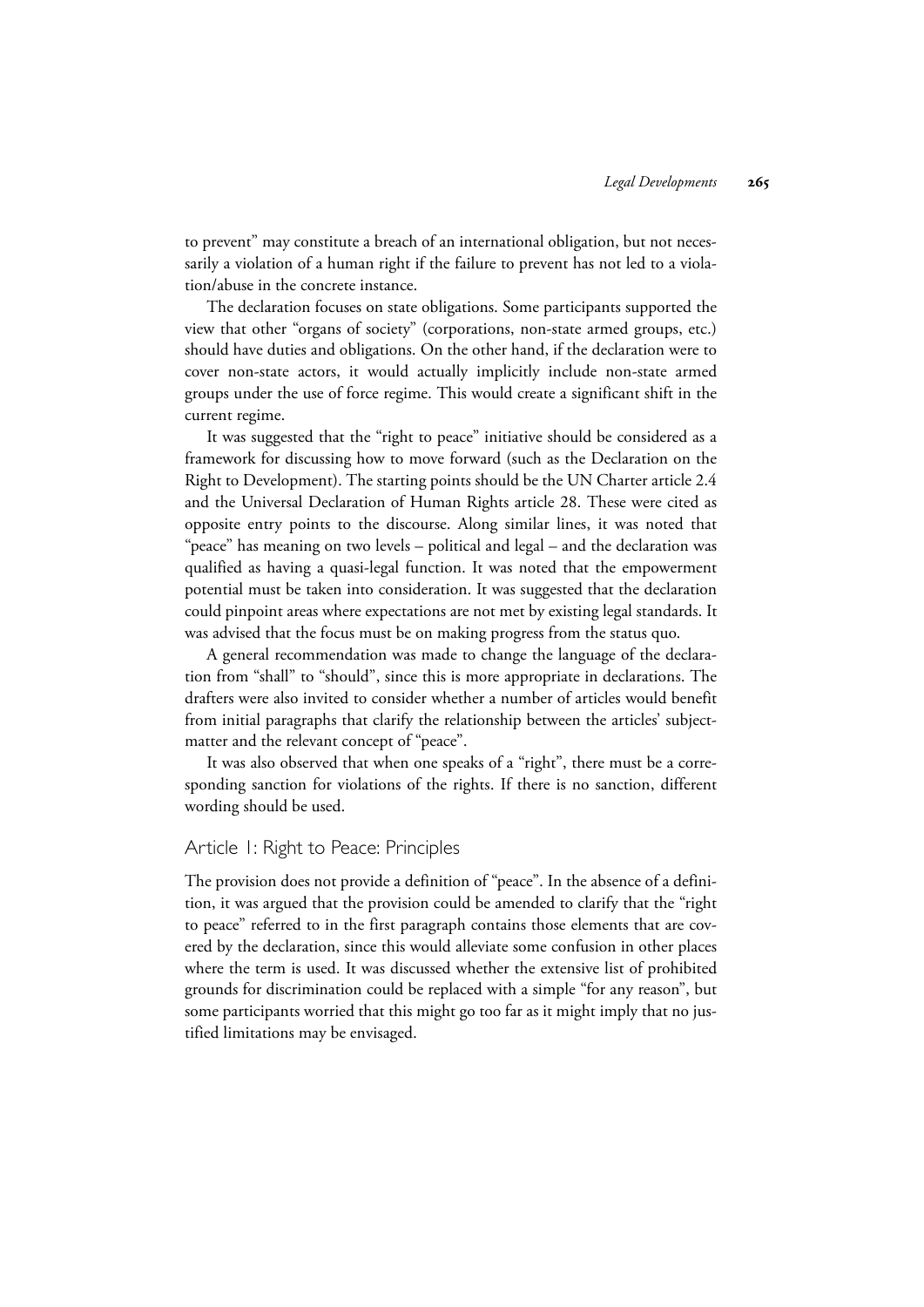to prevent" may constitute a breach of an international obligation, but not necessarily a violation of a human right if the failure to prevent has not led to a violation/abuse in the concrete instance.

The declaration focuses on state obligations. Some participants supported the view that other "organs of society" (corporations, non-state armed groups, etc.) should have duties and obligations. On the other hand, if the declaration were to cover non-state actors, it would actually implicitly include non-state armed groups under the use of force regime. This would create a significant shift in the current regime.

It was suggested that the "right to peace" initiative should be considered as a framework for discussing how to move forward (such as the Declaration on the Right to Development). The starting points should be the UN Charter article 2.4 and the Universal Declaration of Human Rights article 28. These were cited as opposite entry points to the discourse. Along similar lines, it was noted that "peace" has meaning on two levels – political and legal – and the declaration was qualified as having a quasi-legal function. It was noted that the empowerment potential must be taken into consideration. It was suggested that the declaration could pinpoint areas where expectations are not met by existing legal standards. It was advised that the focus must be on making progress from the status quo.

A general recommendation was made to change the language of the declaration from "shall" to "should", since this is more appropriate in declarations. The drafters were also invited to consider whether a number of articles would benefit from initial paragraphs that clarify the relationship between the articles' subject-matter and the relevant concept of "peace".

It was also observed that when one speaks of a "right", there must be a corresponding sanction for violations of the rights. If there is no sanction, different wording should be used.

## Article 1: Right to Peace: Principles

The provision does not provide a definition of "peace". In the absence of a definition, it was argued that the provision could be amended to clarify that the "right to peace" referred to in the first paragraph contains those elements that are covered by the declaration, since this would alleviate some confusion in other places where the term is used. It was discussed whether the extensive list of prohibited grounds for discrimination could be replaced with a simple "for any reason", but some participants worried that this might go too far as it might imply that no justified limitations may be envisaged.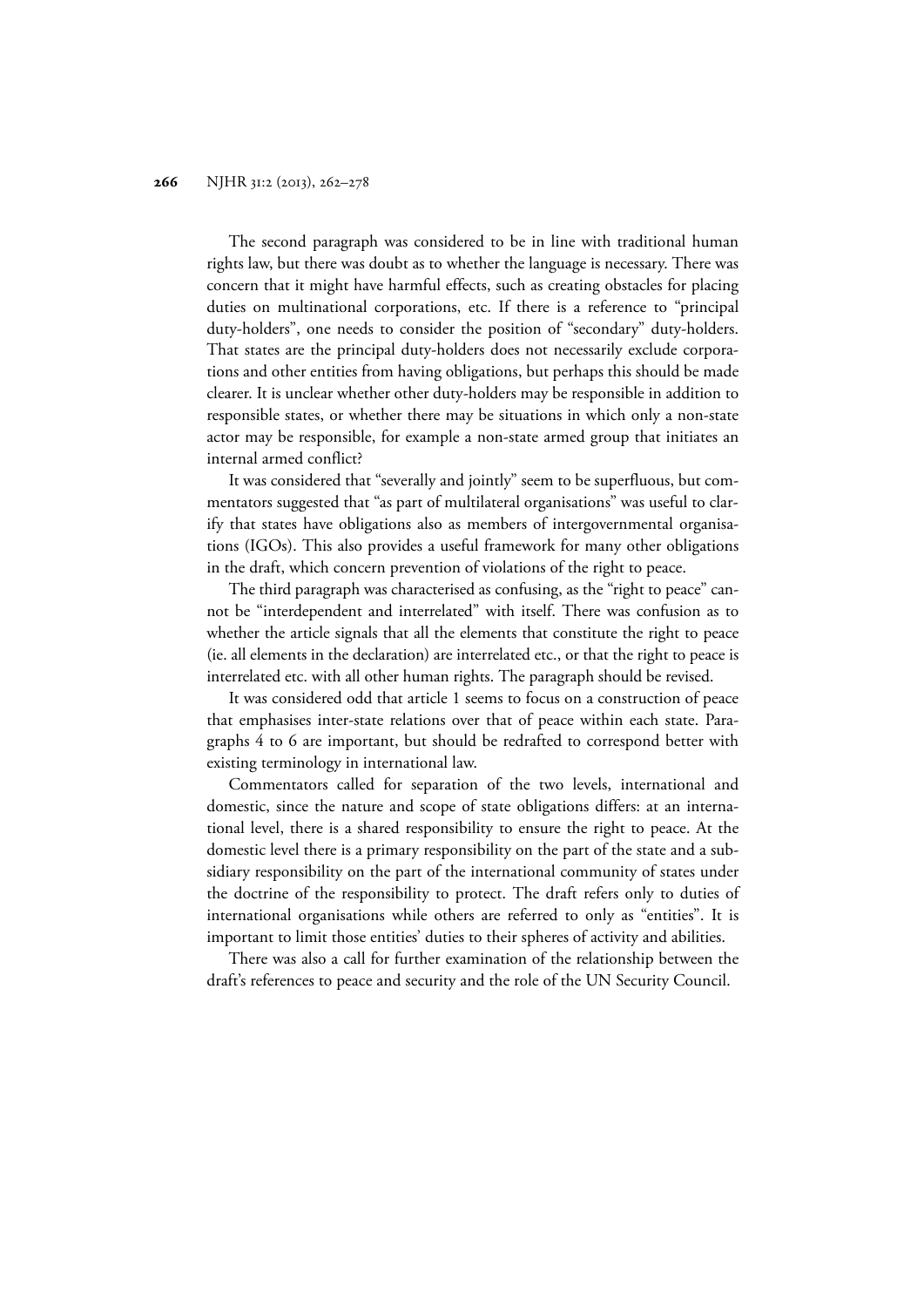The second paragraph was considered to be in line with traditional human rights law, but there was doubt as to whether the language is necessary. There was concern that it might have harmful effects, such as creating obstacles for placing duties on multinational corporations, etc. If there is a reference to "principal duty-holders", one needs to consider the position of "secondary" duty-holders. That states are the principal duty-holders does not necessarily exclude corporations and other entities from having obligations, but perhaps this should be made clearer. It is unclear whether other duty-holders may be responsible in addition to responsible states, or whether there may be situations in which only a non-state actor may be responsible, for example a non-state armed group that initiates an internal armed conflict?

It was considered that "severally and jointly" seem to be superfluous, but commentators suggested that "as part of multilateral organisations" was useful to clarify that states have obligations also as members of intergovernmental organisations (IGOs). This also provides a useful framework for many other obligations in the draft, which concern prevention of violations of the right to peace.

The third paragraph was characterised as confusing, as the "right to peace" cannot be "interdependent and interrelated" with itself. There was confusion as to whether the article signals that all the elements that constitute the right to peace (ie. all elements in the declaration) are interrelated etc., or that the right to peace is interrelated etc. with all other human rights. The paragraph should be revised.

It was considered odd that article 1 seems to focus on a construction of peace that emphasises inter-state relations over that of peace within each state. Paragraphs 4 to 6 are important, but should be redrafted to correspond better with existing terminology in international law.

Commentators called for separation of the two levels, international and domestic, since the nature and scope of state obligations differs: at an international level, there is a shared responsibility to ensure the right to peace. At the domestic level there is a primary responsibility on the part of the state and a subsidiary responsibility on the part of the international community of states under the doctrine of the responsibility to protect. The draft refers only to duties of international organisations while others are referred to only as "entities". It is important to limit those entities' duties to their spheres of activity and abilities.

There was also a call for further examination of the relationship between the draft's references to peace and security and the role of the UN Security Council.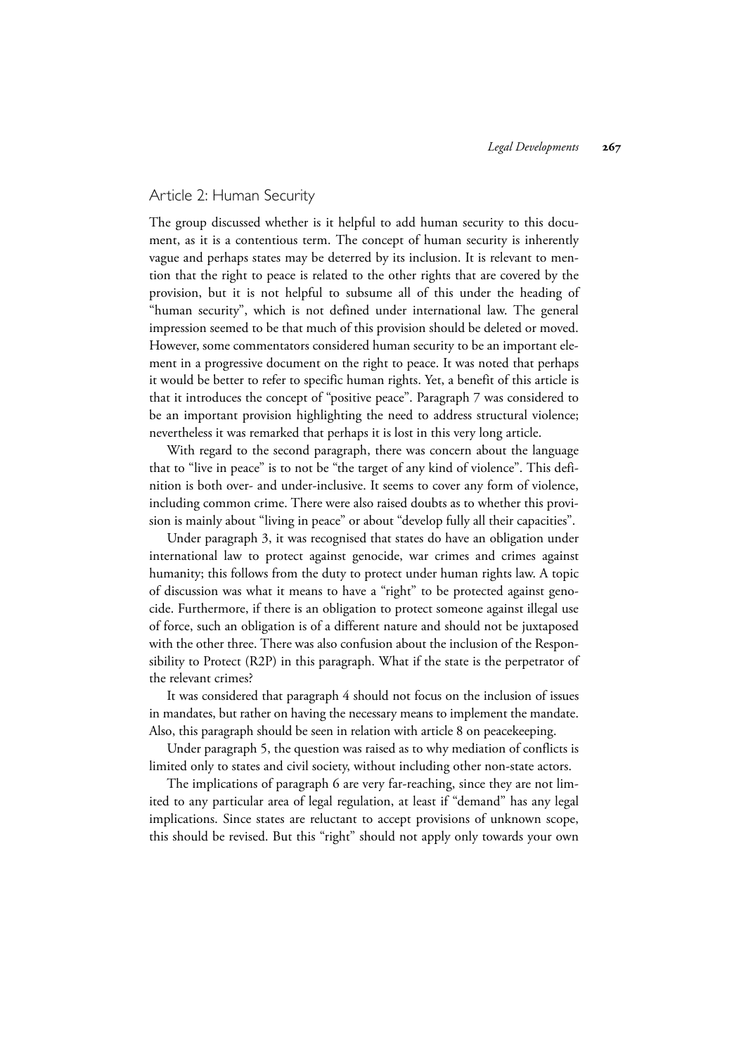## Article 2: Human Security

The group discussed whether is it helpful to add human security to this document, as it is a contentious term. The concept of human security is inherently vague and perhaps states may be deterred by its inclusion. It is relevant to mention that the right to peace is related to the other rights that are covered by the provision, but it is not helpful to subsume all of this under the heading of "human security", which is not defined under international law. The general impression seemed to be that much of this provision should be deleted or moved. However, some commentators considered human security to be an important element in a progressive document on the right to peace. It was noted that perhaps it would be better to refer to specific human rights. Yet, a benefit of this article is that it introduces the concept of "positive peace". Paragraph 7 was considered to be an important provision highlighting the need to address structural violence; nevertheless it was remarked that perhaps it is lost in this very long article.

With regard to the second paragraph, there was concern about the language that to "live in peace" is to not be "the target of any kind of violence". This definition is both over- and under-inclusive. It seems to cover any form of violence, including common crime. There were also raised doubts as to whether this provision is mainly about "living in peace" or about "develop fully all their capacities".

Under paragraph 3, it was recognised that states do have an obligation under international law to protect against genocide, war crimes and crimes against humanity; this follows from the duty to protect under human rights law. A topic of discussion was what it means to have a "right" to be protected against genocide. Furthermore, if there is an obligation to protect someone against illegal use of force, such an obligation is of a different nature and should not be juxtaposed with the other three. There was also confusion about the inclusion of the Responsibility to Protect (R2P) in this paragraph. What if the state is the perpetrator of the relevant crimes?

It was considered that paragraph 4 should not focus on the inclusion of issues in mandates, but rather on having the necessary means to implement the mandate. Also, this paragraph should be seen in relation with article 8 on peacekeeping.

Under paragraph 5, the question was raised as to why mediation of conflicts is limited only to states and civil society, without including other non-state actors.

The implications of paragraph 6 are very far-reaching, since they are not limited to any particular area of legal regulation, at least if "demand" has any legal implications. Since states are reluctant to accept provisions of unknown scope, this should be revised. But this "right" should not apply only towards your own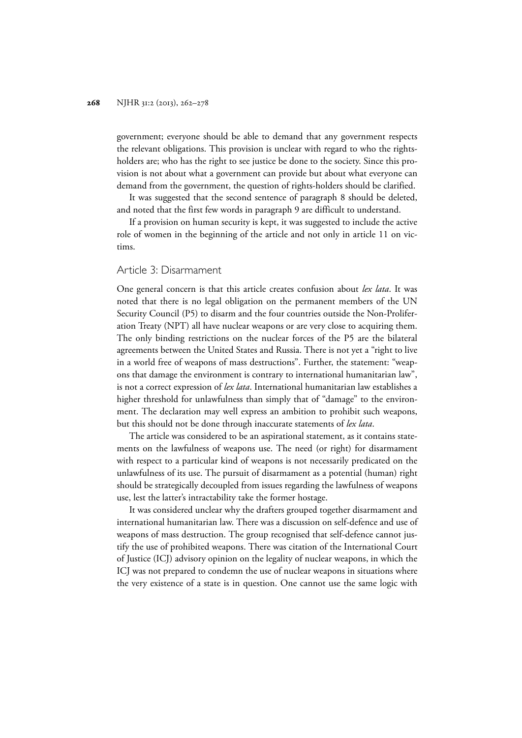government; everyone should be able to demand that any government respects the relevant obligations. This provision is unclear with regard to who the rights-holders are; who has the right to see justice be done to the society. Since this provision is not about what a government can provide but about what everyone can demand from the government, the question of rights-holders should be clarified.

It was suggested that the second sentence of paragraph 8 should be deleted, and noted that the first few words in paragraph 9 are difficult to understand.

If a provision on human security is kept, it was suggested to include the active role of women in the beginning of the article and not only in article 11 on victims.

## Article 3: Disarmament

One general concern is that this article creates confusion about *lex lata*. It was noted that there is no legal obligation on the permanent members of the UN Security Council (P5) to disarm and the four countries outside the Non-Proliferation Treaty (NPT) all have nuclear weapons or are very close to acquiring them. The only binding restrictions on the nuclear forces of the P5 are the bilateral agreements between the United States and Russia. There is not yet a "right to live in a world free of weapons of mass destructions". Further, the statement: "weapons that damage the environment is contrary to international humanitarian law", is not a correct expression of *lex lata*. International humanitarian law establishes a higher threshold for unlawfulness than simply that of "damage" to the environment. The declaration may well express an ambition to prohibit such weapons, but this should not be done through inaccurate statements of *lex lata*.

The article was considered to be an aspirational statement, as it contains statements on the lawfulness of weapons use. The need (or right) for disarmament with respect to a particular kind of weapons is not necessarily predicated on the unlawfulness of its use. The pursuit of disarmament as a potential (human) right should be strategically decoupled from issues regarding the lawfulness of weapons use, lest the latter's intractability take the former hostage.

It was considered unclear why the drafters grouped together disarmament and international humanitarian law. There was a discussion on self-defence and use of weapons of mass destruction. The group recognised that self-defence cannot justify the use of prohibited weapons. There was citation of the International Court of Justice (ICJ) advisory opinion on the legality of nuclear weapons, in which the ICJ was not prepared to condemn the use of nuclear weapons in situations where the very existence of a state is in question. One cannot use the same logic with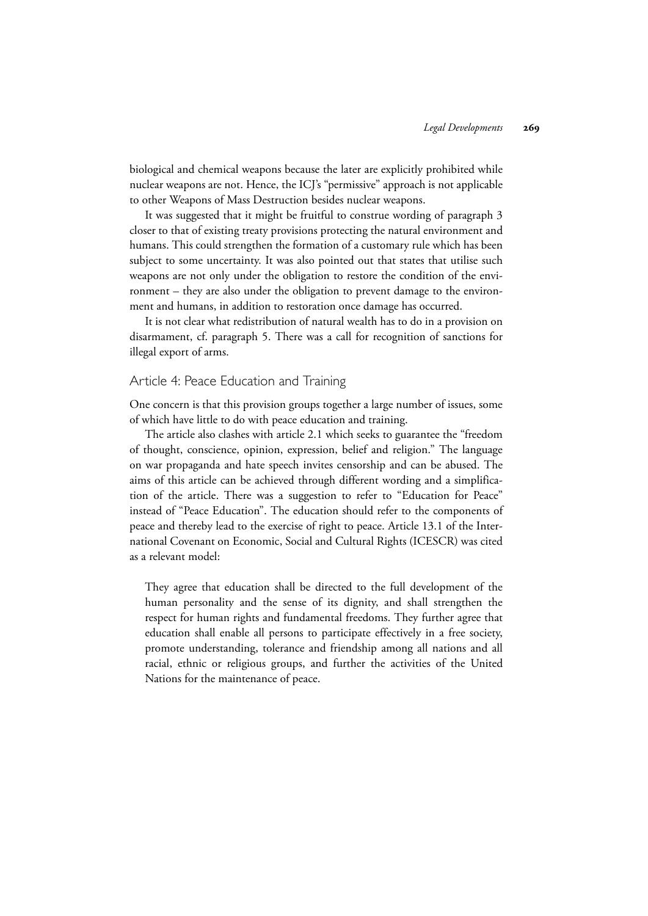biological and chemical weapons because the later are explicitly prohibited while nuclear weapons are not. Hence, the ICJ's "permissive" approach is not applicable to other Weapons of Mass Destruction besides nuclear weapons.

It was suggested that it might be fruitful to construe wording of paragraph 3 closer to that of existing treaty provisions protecting the natural environment and humans. This could strengthen the formation of a customary rule which has been subject to some uncertainty. It was also pointed out that states that utilise such weapons are not only under the obligation to restore the condition of the environment – they are also under the obligation to prevent damage to the environment and humans, in addition to restoration once damage has occurred.

It is not clear what redistribution of natural wealth has to do in a provision on disarmament, cf. paragraph 5. There was a call for recognition of sanctions for illegal export of arms.

## Article 4: Peace Education and Training

One concern is that this provision groups together a large number of issues, some of which have little to do with peace education and training.

The article also clashes with article 2.1 which seeks to guarantee the "freedom of thought, conscience, opinion, expression, belief and religion." The language on war propaganda and hate speech invites censorship and can be abused. The aims of this article can be achieved through different wording and a simplification of the article. There was a suggestion to refer to "Education for Peace" instead of "Peace Education". The education should refer to the components of peace and thereby lead to the exercise of right to peace. Article 13.1 of the International Covenant on Economic, Social and Cultural Rights (ICESCR) was cited as a relevant model:

> They agree that education shall be directed to the full development of the human personality and the sense of its dignity, and shall strengthen the respect for human rights and fundamental freedoms. They further agree that education shall enable all persons to participate effectively in a free society, promote understanding, tolerance and friendship among all nations and all racial, ethnic or religious groups, and further the activities of the United Nations for the maintenance of peace.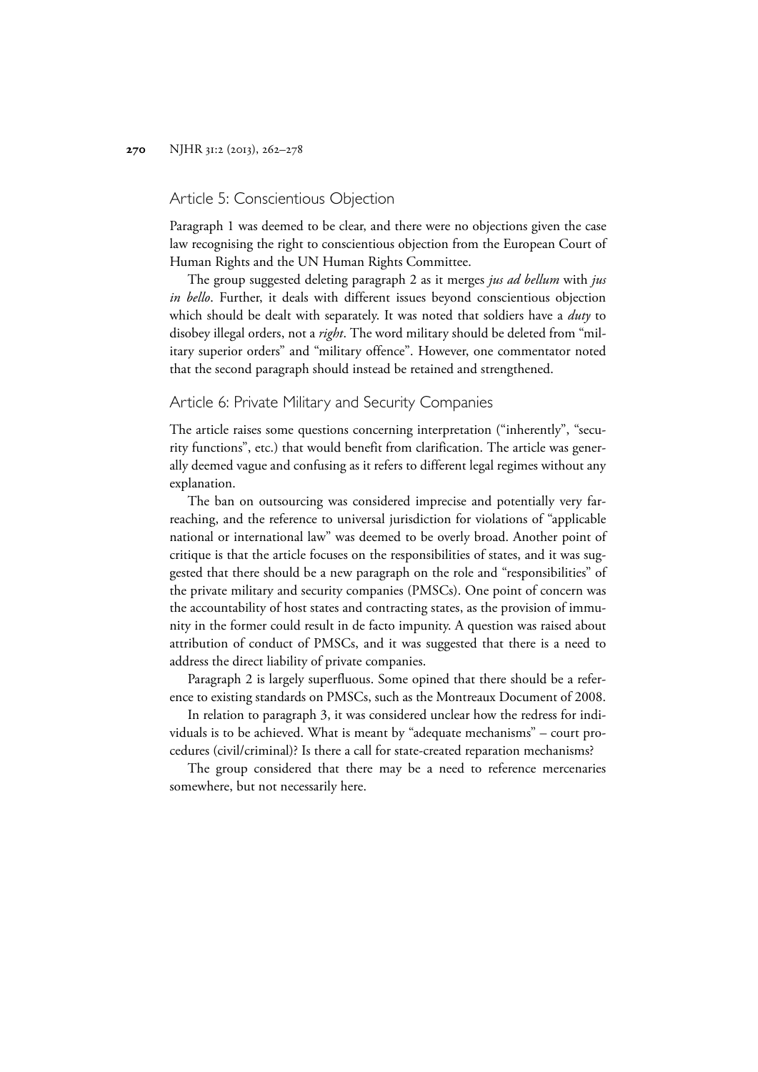## Article 5: Conscientious Objection

Paragraph 1 was deemed to be clear, and there were no objections given the case law recognising the right to conscientious objection from the European Court of Human Rights and the UN Human Rights Committee.

The group suggested deleting paragraph 2 as it merges *jus ad bellum* with *jus in bello*. Further, it deals with different issues beyond conscientious objection which should be dealt with separately. It was noted that soldiers have a *duty* to disobey illegal orders, not a *right*. The word military should be deleted from "military superior orders" and "military offence". However, one commentator noted that the second paragraph should instead be retained and strengthened.

## Article 6: Private Military and Security Companies

The article raises some questions concerning interpretation ("inherently", "security functions", etc.) that would benefit from clarification. The article was generally deemed vague and confusing as it refers to different legal regimes without any explanation.

The ban on outsourcing was considered imprecise and potentially very far-reaching, and the reference to universal jurisdiction for violations of "applicable national or international law" was deemed to be overly broad. Another point of critique is that the article focuses on the responsibilities of states, and it was suggested that there should be a new paragraph on the role and "responsibilities" of the private military and security companies (PMSCs). One point of concern was the accountability of host states and contracting states, as the provision of immunity in the former could result in de facto impunity. A question was raised about attribution of conduct of PMSCs, and it was suggested that there is a need to address the direct liability of private companies.

Paragraph 2 is largely superfluous. Some opined that there should be a reference to existing standards on PMSCs, such as the Montreaux Document of 2008.

In relation to paragraph 3, it was considered unclear how the redress for individuals is to be achieved. What is meant by "adequate mechanisms" – court procedures (civil/criminal)? Is there a call for state-created reparation mechanisms?

The group considered that there may be a need to reference mercenaries somewhere, but not necessarily here.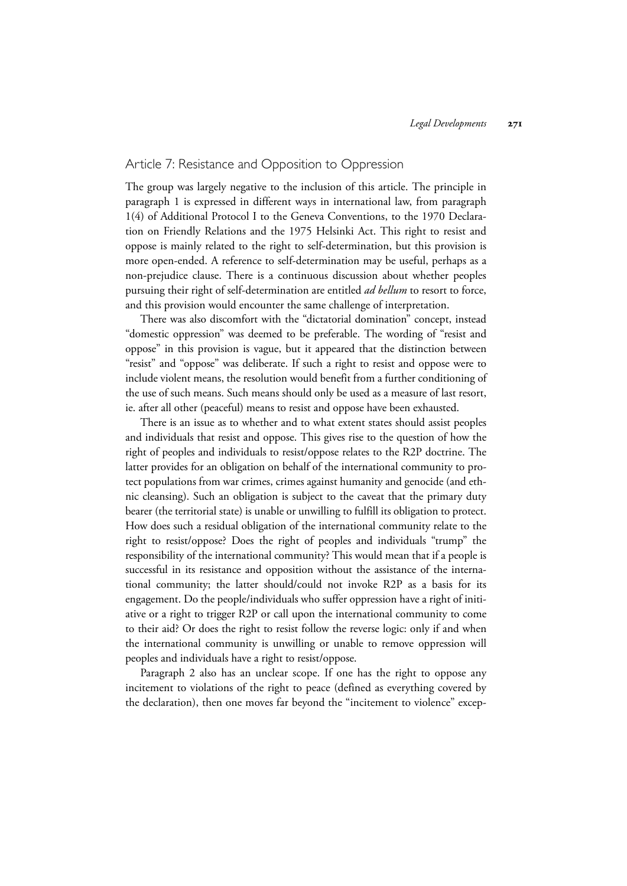## Article 7: Resistance and Opposition to Oppression

The group was largely negative to the inclusion of this article. The principle in paragraph 1 is expressed in different ways in international law, from paragraph 1(4) of Additional Protocol I to the Geneva Conventions, to the 1970 Declaration on Friendly Relations and the 1975 Helsinki Act. This right to resist and oppose is mainly related to the right to self-determination, but this provision is more open-ended. A reference to self-determination may be useful, perhaps as a non-prejudice clause. There is a continuous discussion about whether peoples pursuing their right of self-determination are entitled *ad bellum* to resort to force, and this provision would encounter the same challenge of interpretation.

There was also discomfort with the "dictatorial domination" concept, instead "domestic oppression" was deemed to be preferable. The wording of "resist and oppose" in this provision is vague, but it appeared that the distinction between "resist" and "oppose" was deliberate. If such a right to resist and oppose were to include violent means, the resolution would benefit from a further conditioning of the use of such means. Such means should only be used as a measure of last resort, ie. after all other (peaceful) means to resist and oppose have been exhausted.

There is an issue as to whether and to what extent states should assist peoples and individuals that resist and oppose. This gives rise to the question of how the right of peoples and individuals to resist/oppose relates to the R2P doctrine. The latter provides for an obligation on behalf of the international community to protect populations from war crimes, crimes against humanity and genocide (and ethnic cleansing). Such an obligation is subject to the caveat that the primary duty bearer (the territorial state) is unable or unwilling to fulfill its obligation to protect. How does such a residual obligation of the international community relate to the right to resist/oppose? Does the right of peoples and individuals "trump" the responsibility of the international community? This would mean that if a people is successful in its resistance and opposition without the assistance of the international community; the latter should/could not invoke R2P as a basis for its engagement. Do the people/individuals who suffer oppression have a right of initiative or a right to trigger R2P or call upon the international community to come to their aid? Or does the right to resist follow the reverse logic: only if and when the international community is unwilling or unable to remove oppression will peoples and individuals have a right to resist/oppose.

Paragraph 2 also has an unclear scope. If one has the right to oppose any incitement to violations of the right to peace (defined as everything covered by the declaration), then one moves far beyond the "incitement to violence" excep-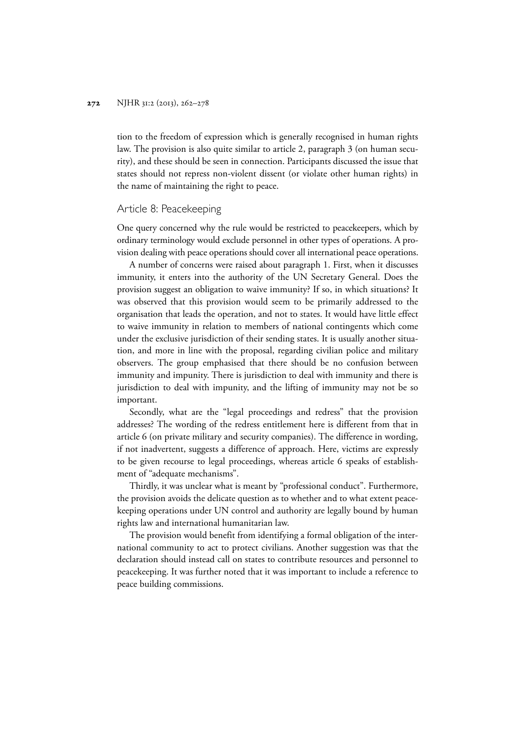tion to the freedom of expression which is generally recognised in human rights law. The provision is also quite similar to article 2, paragraph 3 (on human security), and these should be seen in connection. Participants discussed the issue that states should not repress non-violent dissent (or violate other human rights) in the name of maintaining the right to peace.

## Article 8: Peacekeeping

One query concerned why the rule would be restricted to peacekeepers, which by ordinary terminology would exclude personnel in other types of operations. A provision dealing with peace operations should cover all international peace operations.

A number of concerns were raised about paragraph 1. First, when it discusses immunity, it enters into the authority of the UN Secretary General. Does the provision suggest an obligation to waive immunity? If so, in which situations? It was observed that this provision would seem to be primarily addressed to the organisation that leads the operation, and not to states. It would have little effect to waive immunity in relation to members of national contingents which come under the exclusive jurisdiction of their sending states. It is usually another situation, and more in line with the proposal, regarding civilian police and military observers. The group emphasised that there should be no confusion between immunity and impunity. There is jurisdiction to deal with immunity and there is jurisdiction to deal with impunity, and the lifting of immunity may not be so important.

Secondly, what are the "legal proceedings and redress" that the provision addresses? The wording of the redress entitlement here is different from that in article 6 (on private military and security companies). The difference in wording, if not inadvertent, suggests a difference of approach. Here, victims are expressly to be given recourse to legal proceedings, whereas article 6 speaks of establishment of "adequate mechanisms".

Thirdly, it was unclear what is meant by "professional conduct". Furthermore, the provision avoids the delicate question as to whether and to what extent peacekeeping operations under UN control and authority are legally bound by human rights law and international humanitarian law.

The provision would benefit from identifying a formal obligation of the international community to act to protect civilians. Another suggestion was that the declaration should instead call on states to contribute resources and personnel to peacekeeping. It was further noted that it was important to include a reference to peace building commissions.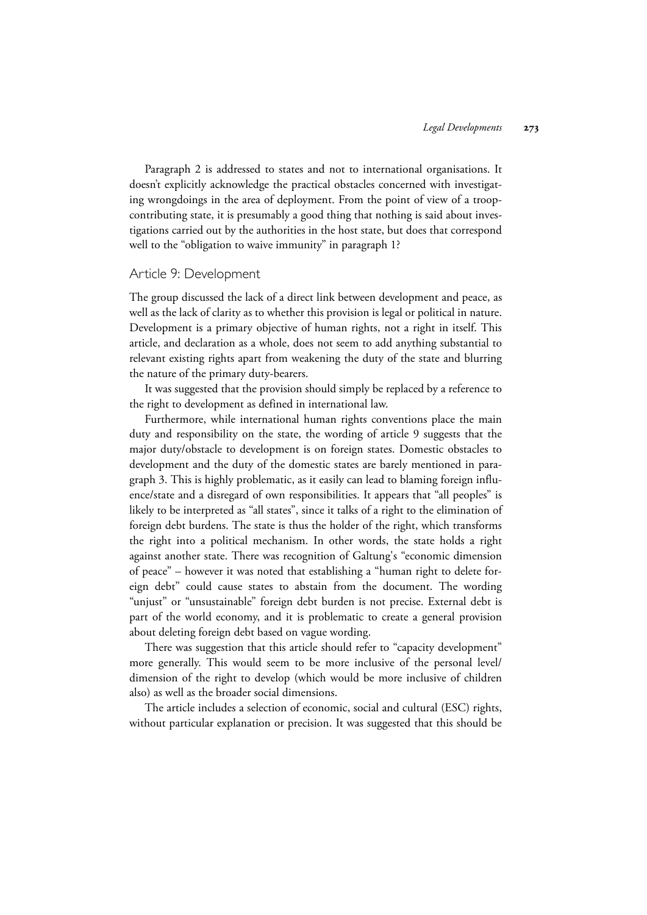Paragraph 2 is addressed to states and not to international organisations. It doesn't explicitly acknowledge the practical obstacles concerned with investigating wrongdoings in the area of deployment. From the point of view of a troop-contributing state, it is presumably a good thing that nothing is said about investigations carried out by the authorities in the host state, but does that correspond well to the "obligation to waive immunity" in paragraph 1?

## Article 9: Development

The group discussed the lack of a direct link between development and peace, as well as the lack of clarity as to whether this provision is legal or political in nature. Development is a primary objective of human rights, not a right in itself. This article, and declaration as a whole, does not seem to add anything substantial to relevant existing rights apart from weakening the duty of the state and blurring the nature of the primary duty-bearers.

It was suggested that the provision should simply be replaced by a reference to the right to development as defined in international law.

Furthermore, while international human rights conventions place the main duty and responsibility on the state, the wording of article 9 suggests that the major duty/obstacle to development is on foreign states. Domestic obstacles to development and the duty of the domestic states are barely mentioned in paragraph 3. This is highly problematic, as it easily can lead to blaming foreign influence/state and a disregard of own responsibilities. It appears that "all peoples" is likely to be interpreted as "all states", since it talks of a right to the elimination of foreign debt burdens. The state is thus the holder of the right, which transforms the right into a political mechanism. In other words, the state holds a right against another state. There was recognition of Galtung's "economic dimension of peace" – however it was noted that establishing a "human right to delete foreign debt" could cause states to abstain from the document. The wording "unjust" or "unsustainable" foreign debt burden is not precise. External debt is part of the world economy, and it is problematic to create a general provision about deleting foreign debt based on vague wording.

There was suggestion that this article should refer to "capacity development" more generally. This would seem to be more inclusive of the personal level/ dimension of the right to develop (which would be more inclusive of children also) as well as the broader social dimensions.

The article includes a selection of economic, social and cultural (ESC) rights, without particular explanation or precision. It was suggested that this should be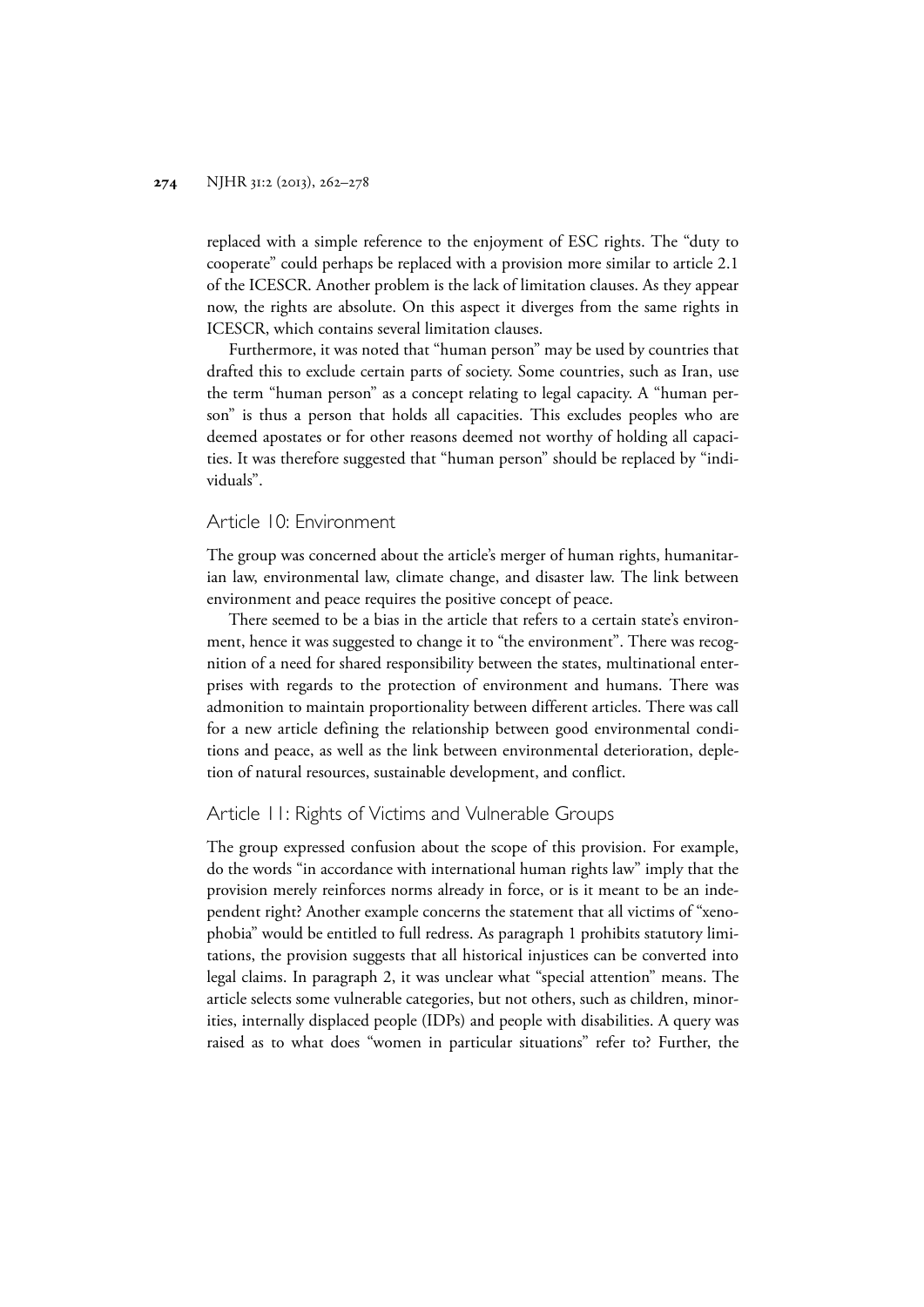replaced with a simple reference to the enjoyment of ESC rights. The "duty to cooperate" could perhaps be replaced with a provision more similar to article 2.1 of the ICESCR. Another problem is the lack of limitation clauses. As they appear now, the rights are absolute. On this aspect it diverges from the same rights in ICESCR, which contains several limitation clauses.

Furthermore, it was noted that "human person" may be used by countries that drafted this to exclude certain parts of society. Some countries, such as Iran, use the term "human person" as a concept relating to legal capacity. A "human person" is thus a person that holds all capacities. This excludes peoples who are deemed apostates or for other reasons deemed not worthy of holding all capacities. It was therefore suggested that "human person" should be replaced by "individuals".

## Article 10: Environment

The group was concerned about the article's merger of human rights, humanitarian law, environmental law, climate change, and disaster law. The link between environment and peace requires the positive concept of peace.

There seemed to be a bias in the article that refers to a certain state's environment, hence it was suggested to change it to "the environment". There was recognition of a need for shared responsibility between the states, multinational enterprises with regards to the protection of environment and humans. There was admonition to maintain proportionality between different articles. There was call for a new article defining the relationship between good environmental conditions and peace, as well as the link between environmental deterioration, depletion of natural resources, sustainable development, and conflict.

## Article 11: Rights of Victims and Vulnerable Groups

The group expressed confusion about the scope of this provision. For example, do the words "in accordance with international human rights law" imply that the provision merely reinforces norms already in force, or is it meant to be an independent right? Another example concerns the statement that all victims of "xenophobia" would be entitled to full redress. As paragraph 1 prohibits statutory limitations, the provision suggests that all historical injustices can be converted into legal claims. In paragraph 2, it was unclear what "special attention" means. The article selects some vulnerable categories, but not others, such as children, minorities, internally displaced people (IDPs) and people with disabilities. A query was raised as to what does "women in particular situations" refer to? Further, the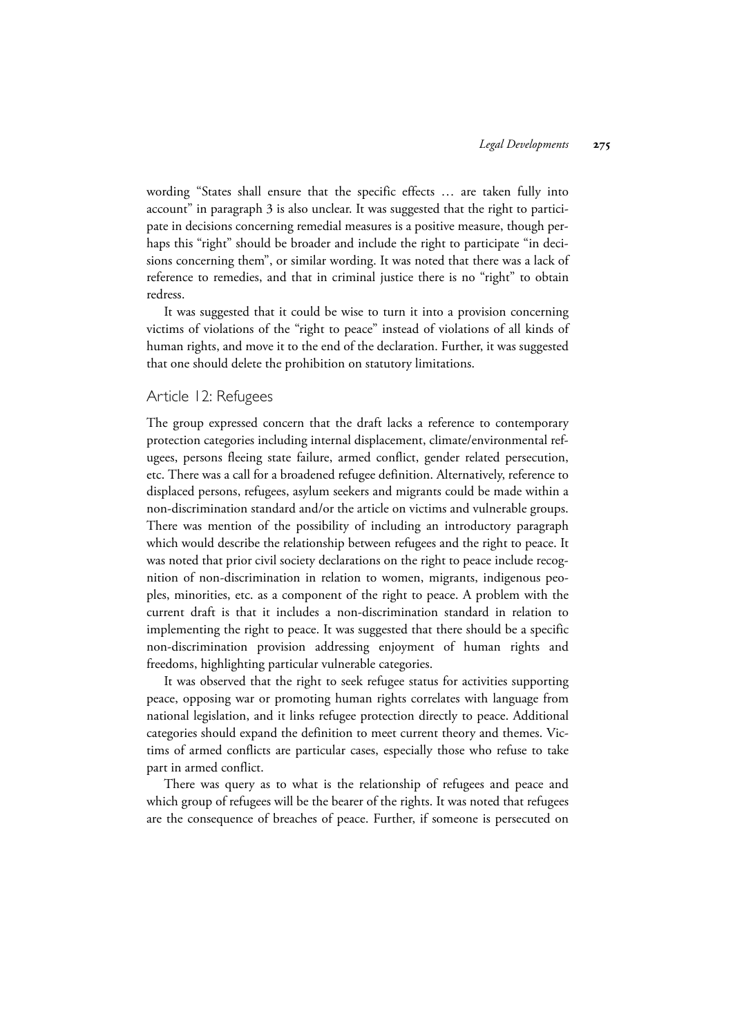wording "States shall ensure that the specific effects … are taken fully into account" in paragraph 3 is also unclear. It was suggested that the right to participate in decisions concerning remedial measures is a positive measure, though perhaps this "right" should be broader and include the right to participate "in decisions concerning them", or similar wording. It was noted that there was a lack of reference to remedies, and that in criminal justice there is no "right" to obtain redress.

It was suggested that it could be wise to turn it into a provision concerning victims of violations of the "right to peace" instead of violations of all kinds of human rights, and move it to the end of the declaration. Further, it was suggested that one should delete the prohibition on statutory limitations.

## Article 12: Refugees

The group expressed concern that the draft lacks a reference to contemporary protection categories including internal displacement, climate/environmental refugees, persons fleeing state failure, armed conflict, gender related persecution, etc. There was a call for a broadened refugee definition. Alternatively, reference to displaced persons, refugees, asylum seekers and migrants could be made within a non-discrimination standard and/or the article on victims and vulnerable groups. There was mention of the possibility of including an introductory paragraph which would describe the relationship between refugees and the right to peace. It was noted that prior civil society declarations on the right to peace include recognition of non-discrimination in relation to women, migrants, indigenous peoples, minorities, etc. as a component of the right to peace. A problem with the current draft is that it includes a non-discrimination standard in relation to implementing the right to peace. It was suggested that there should be a specific non-discrimination provision addressing enjoyment of human rights and freedoms, highlighting particular vulnerable categories.

It was observed that the right to seek refugee status for activities supporting peace, opposing war or promoting human rights correlates with language from national legislation, and it links refugee protection directly to peace. Additional categories should expand the definition to meet current theory and themes. Victims of armed conflicts are particular cases, especially those who refuse to take part in armed conflict.

There was query as to what is the relationship of refugees and peace and which group of refugees will be the bearer of the rights. It was noted that refugees are the consequence of breaches of peace. Further, if someone is persecuted on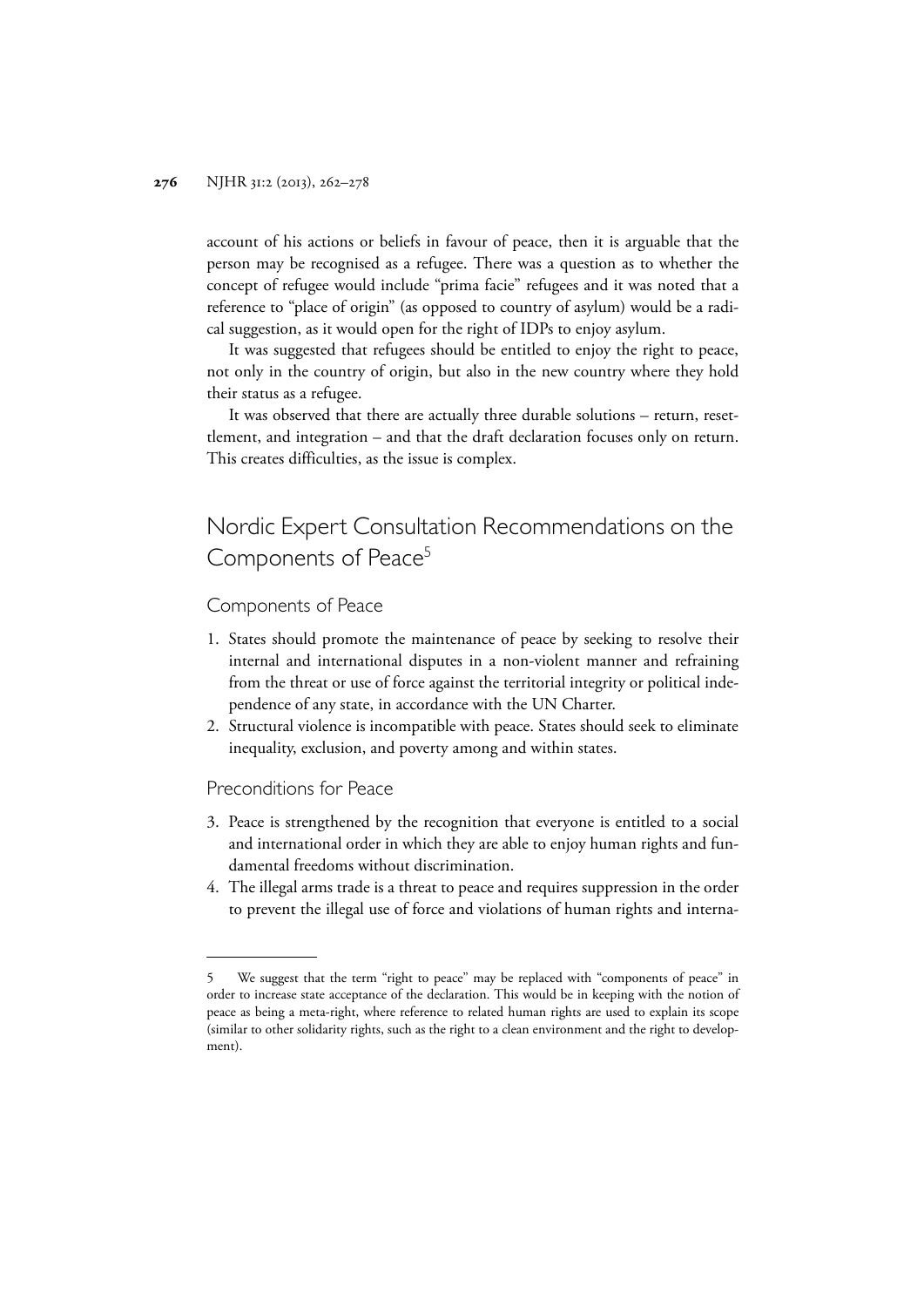account of his actions or beliefs in favour of peace, then it is arguable that the person may be recognised as a refugee. There was a question as to whether the concept of refugee would include "prima facie" refugees and it was noted that a reference to "place of origin" (as opposed to country of asylum) would be a radical suggestion, as it would open for the right of IDPs to enjoy asylum.

It was suggested that refugees should be entitled to enjoy the right to peace, not only in the country of origin, but also in the new country where they hold their status as a refugee.

It was observed that there are actually three durable solutions – return, resettlement, and integration – and that the draft declaration focuses only on return. This creates difficulties, as the issue is complex.

## Nordic Expert Consultation Recommendations on the Components of Peace[5]

### Components of Peace

1. States should promote the maintenance of peace by seeking to resolve their internal and international disputes in a non-violent manner and refraining from the threat or use of force against the territorial integrity or political independence of any state, in accordance with the UN Charter.
2. Structural violence is incompatible with peace. States should seek to eliminate inequality, exclusion, and poverty among and within states.

### Preconditions for Peace

3. Peace is strengthened by the recognition that everyone is entitled to a social and international order in which they are able to enjoy human rights and fundamental freedoms without discrimination.
4. The illegal arms trade is a threat to peace and requires suppression in the order to prevent the illegal use of force and violations of human rights and interna-

---

5 We suggest that the term "right to peace" may be replaced with "components of peace" in order to increase state acceptance of the declaration. This would be in keeping with the notion of peace as being a meta-right, where reference to related human rights are used to explain its scope (similar to other solidarity rights, such as the right to a clean environment and the right to development).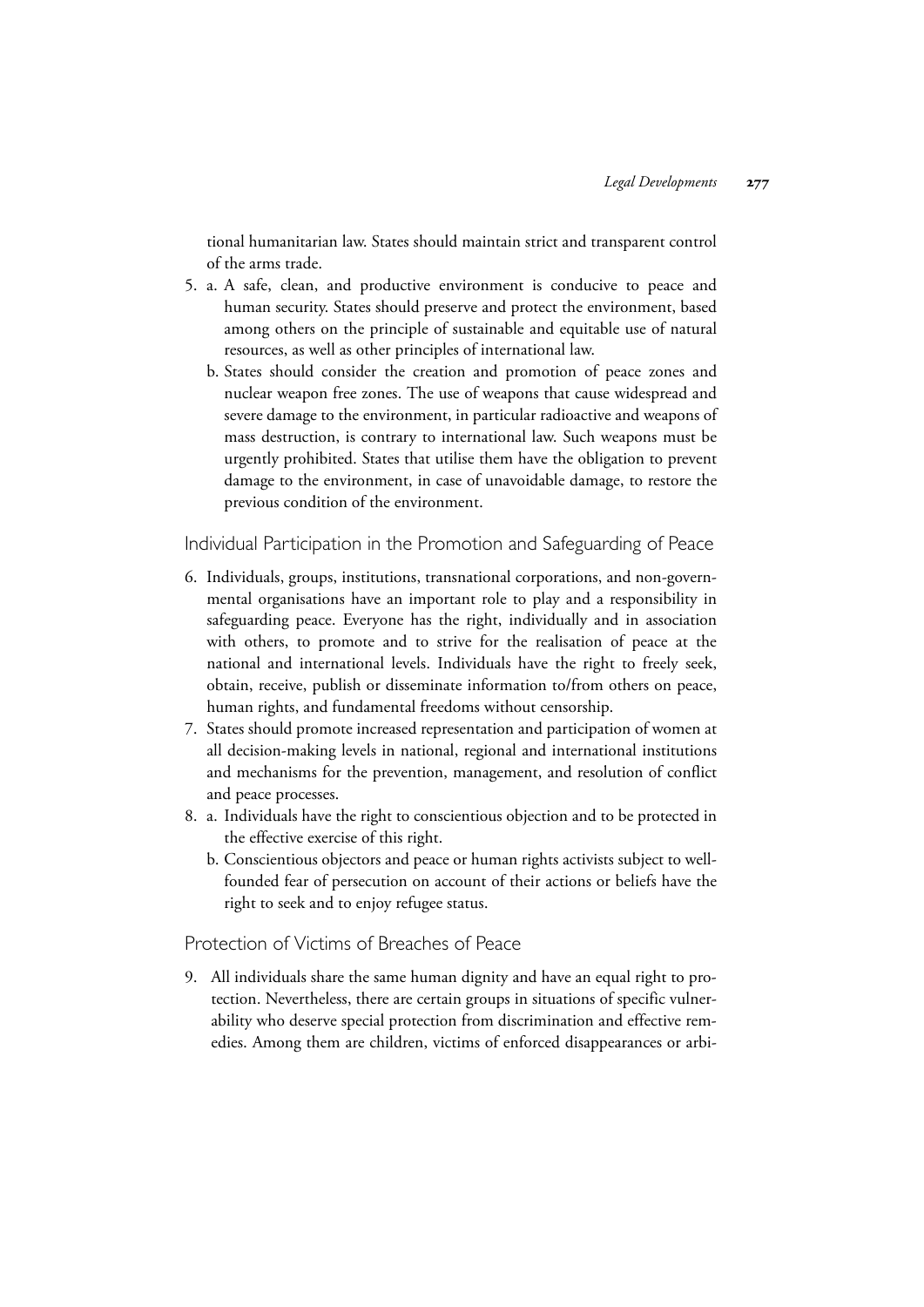tional humanitarian law. States should maintain strict and transparent control of the arms trade.

5. a. A safe, clean, and productive environment is conducive to peace and human security. States should preserve and protect the environment, based among others on the principle of sustainable and equitable use of natural resources, as well as other principles of international law.
   b. States should consider the creation and promotion of peace zones and nuclear weapon free zones. The use of weapons that cause widespread and severe damage to the environment, in particular radioactive and weapons of mass destruction, is contrary to international law. Such weapons must be urgently prohibited. States that utilise them have the obligation to prevent damage to the environment, in case of unavoidable damage, to restore the previous condition of the environment.

## Individual Participation in the Promotion and Safeguarding of Peace

6. Individuals, groups, institutions, transnational corporations, and non-governmental organisations have an important role to play and a responsibility in safeguarding peace. Everyone has the right, individually and in association with others, to promote and to strive for the realisation of peace at the national and international levels. Individuals have the right to freely seek, obtain, receive, publish or disseminate information to/from others on peace, human rights, and fundamental freedoms without censorship.
7. States should promote increased representation and participation of women at all decision-making levels in national, regional and international institutions and mechanisms for the prevention, management, and resolution of conflict and peace processes.
8. a. Individuals have the right to conscientious objection and to be protected in the effective exercise of this right.
   b. Conscientious objectors and peace or human rights activists subject to well-founded fear of persecution on account of their actions or beliefs have the right to seek and to enjoy refugee status.

## Protection of Victims of Breaches of Peace

9. All individuals share the same human dignity and have an equal right to protection. Nevertheless, there are certain groups in situations of specific vulnerability who deserve special protection from discrimination and effective remedies. Among them are children, victims of enforced disappearances or arbi-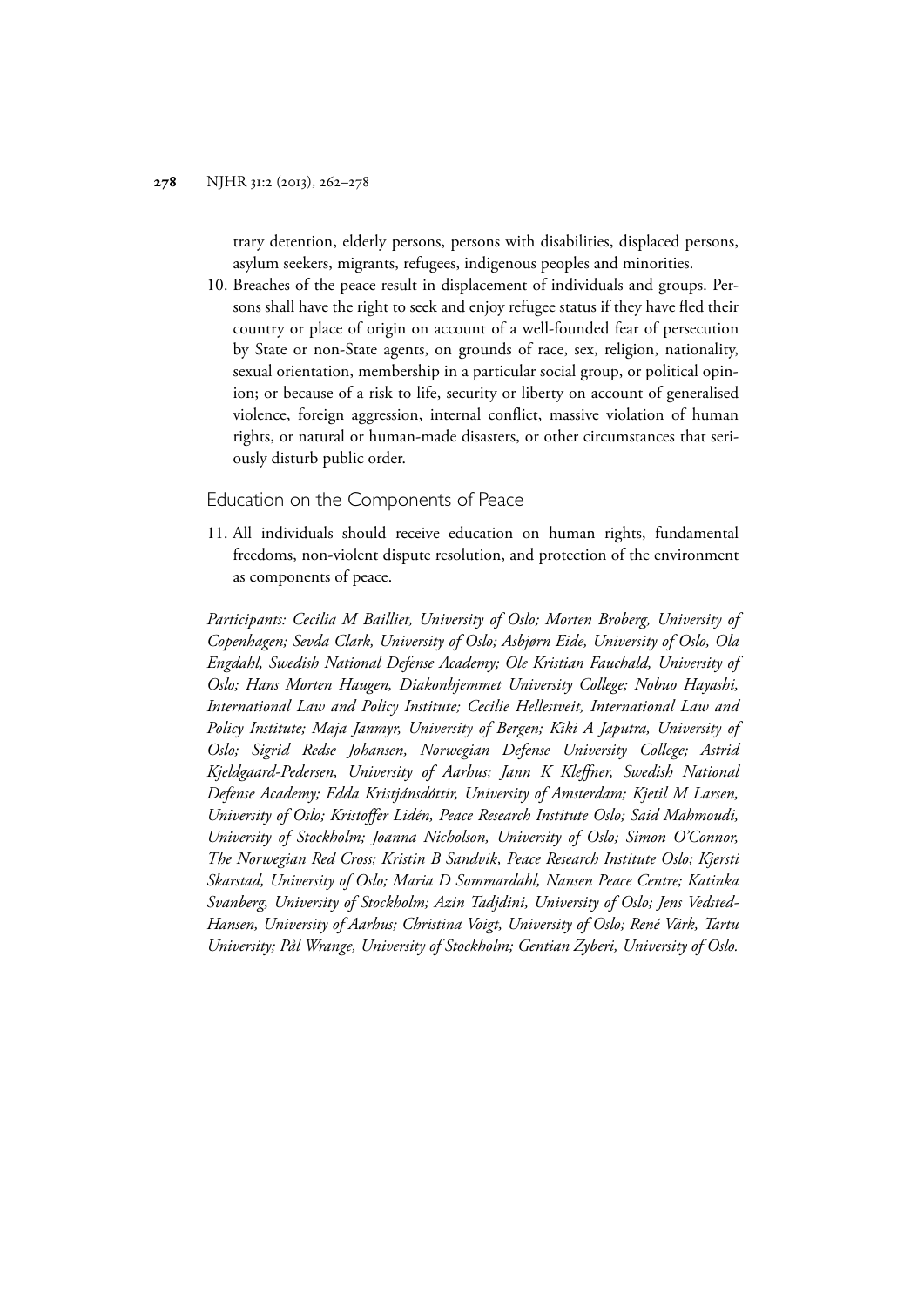trary detention, elderly persons, persons with disabilities, displaced persons, asylum seekers, migrants, refugees, indigenous peoples and minorities.

10. Breaches of the peace result in displacement of individuals and groups. Persons shall have the right to seek and enjoy refugee status if they have fled their country or place of origin on account of a well-founded fear of persecution by State or non-State agents, on grounds of race, sex, religion, nationality, sexual orientation, membership in a particular social group, or political opinion; or because of a risk to life, security or liberty on account of generalised violence, foreign aggression, internal conflict, massive violation of human rights, or natural or human-made disasters, or other circumstances that seriously disturb public order.

## Education on the Components of Peace

11. All individuals should receive education on human rights, fundamental freedoms, non-violent dispute resolution, and protection of the environment as components of peace.

*Participants: Cecilia M Bailliet, University of Oslo; Morten Broberg, University of Copenhagen; Sevda Clark, University of Oslo; Asbjørn Eide, University of Oslo, Ola Engdahl, Swedish National Defense Academy; Ole Kristian Fauchald, University of Oslo; Hans Morten Haugen, Diakonhjemmet University College; Nobuo Hayashi, International Law and Policy Institute; Cecilie Hellestveit, International Law and Policy Institute; Maja Janmyr, University of Bergen; Kiki A Japutra, University of Oslo; Sigrid Redse Johansen, Norwegian Defense University College; Astrid Kjeldgaard-Pedersen, University of Aarhus; Jann K Kleffner, Swedish National Defense Academy; Edda Kristjánsdóttir, University of Amsterdam; Kjetil M Larsen, University of Oslo; Kristoffer Lidén, Peace Research Institute Oslo; Said Mahmoudi, University of Stockholm; Joanna Nicholson, University of Oslo; Simon O'Connor, The Norwegian Red Cross; Kristin B Sandvik, Peace Research Institute Oslo; Kjersti Skarstad, University of Oslo; Maria D Sommardahl, Nansen Peace Centre; Katinka Svanberg, University of Stockholm; Azin Tadjdini, University of Oslo; Jens Vedsted-Hansen, University of Aarhus; Christina Voigt, University of Oslo; René Värk, Tartu University; Pål Wrange, University of Stockholm; Gentian Zyberi, University of Oslo.*